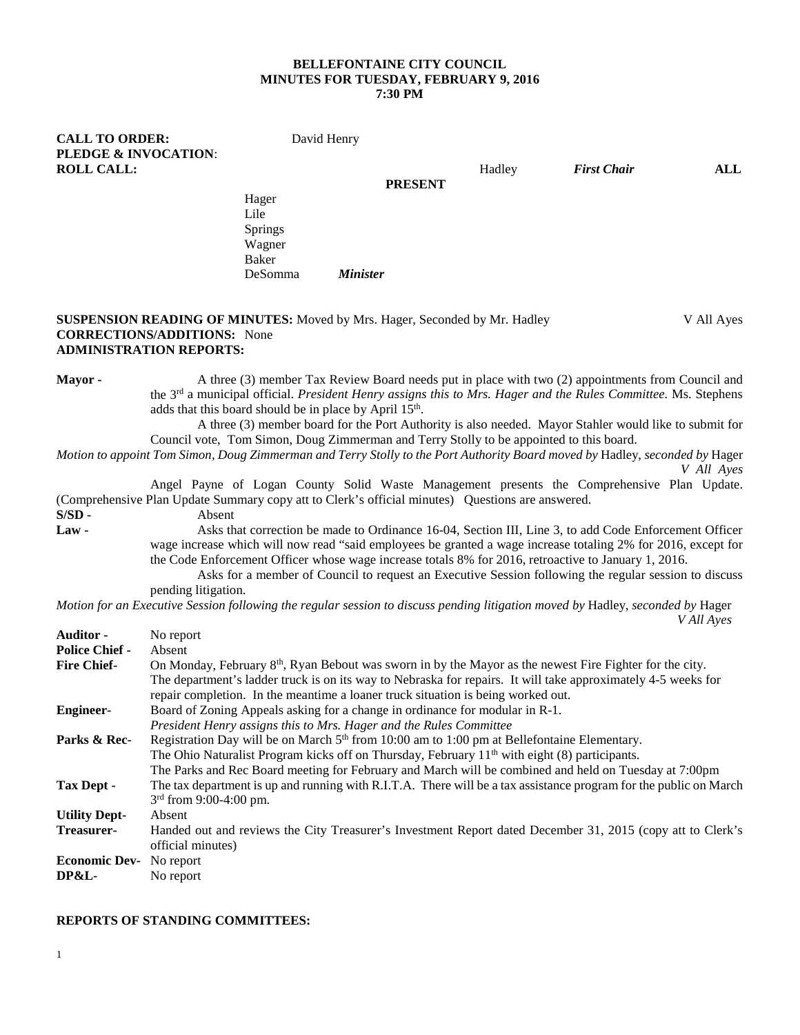**BELLEFONTAINE CITY COUNCIL**
**MINUTES FOR TUESDAY, FEBRUARY 9, 2016**
**7:30 PM**

**CALL TO ORDER:** David Henry
**PLEDGE & INVOCATION**:
**ROLL CALL:** Hadley *First Chair* **ALL PRESENT**
Hager
Lile
Springs
Wagner
Baker
DeSomma *Minister*

**SUSPENSION READING OF MINUTES:** Moved by Mrs. Hager, Seconded by Mr. Hadley V All Ayes
**CORRECTIONS/ADDITIONS:** None
**ADMINISTRATION REPORTS:**

**Mayor -** A three (3) member Tax Review Board needs put in place with two (2) appointments from Council and the 3rd a municipal official. *President Henry assigns this to Mrs. Hager and the Rules Committee.* Ms. Stephens adds that this board should be in place by April 15th.

A three (3) member board for the Port Authority is also needed. Mayor Stahler would like to submit for Council vote, Tom Simon, Doug Zimmerman and Terry Stolly to be appointed to this board.

*Motion to appoint Tom Simon, Doug Zimmerman and Terry Stolly to the Port Authority Board moved by* Hadley, *seconded by* Hager *V All Ayes*

Angel Payne of Logan County Solid Waste Management presents the Comprehensive Plan Update. (Comprehensive Plan Update Summary copy att to Clerk's official minutes) Questions are answered.

**S/SD -** Absent

**Law -** Asks that correction be made to Ordinance 16-04, Section III, Line 3, to add Code Enforcement Officer wage increase which will now read "said employees be granted a wage increase totaling 2% for 2016, except for the Code Enforcement Officer whose wage increase totals 8% for 2016, retroactive to January 1, 2016.

Asks for a member of Council to request an Executive Session following the regular session to discuss pending litigation.

*Motion for an Executive Session following the regular session to discuss pending litigation moved by* Hadley, *seconded by* Hager *V All Ayes*

**Auditor -** No report

**Police Chief -** Absent

**Fire Chief-** On Monday, February 8th, Ryan Bebout was sworn in by the Mayor as the newest Fire Fighter for the city. The department's ladder truck is on its way to Nebraska for repairs. It will take approximately 4-5 weeks for repair completion. In the meantime a loaner truck situation is being worked out.

**Engineer-** Board of Zoning Appeals asking for a change in ordinance for modular in R-1.
*President Henry assigns this to Mrs. Hager and the Rules Committee*

**Parks & Rec-** Registration Day will be on March 5th from 10:00 am to 1:00 pm at Bellefontaine Elementary.
The Ohio Naturalist Program kicks off on Thursday, February 11th with eight (8) participants.
The Parks and Rec Board meeting for February and March will be combined and held on Tuesday at 7:00pm

**Tax Dept -** The tax department is up and running with R.I.T.A. There will be a tax assistance program for the public on March 3rd from 9:00-4:00 pm.

**Utility Dept-** Absent

**Treasurer-** Handed out and reviews the City Treasurer's Investment Report dated December 31, 2015 (copy att to Clerk's official minutes)

**Economic Dev-** No report

**DP&L-** No report

**REPORTS OF STANDING COMMITTEES:**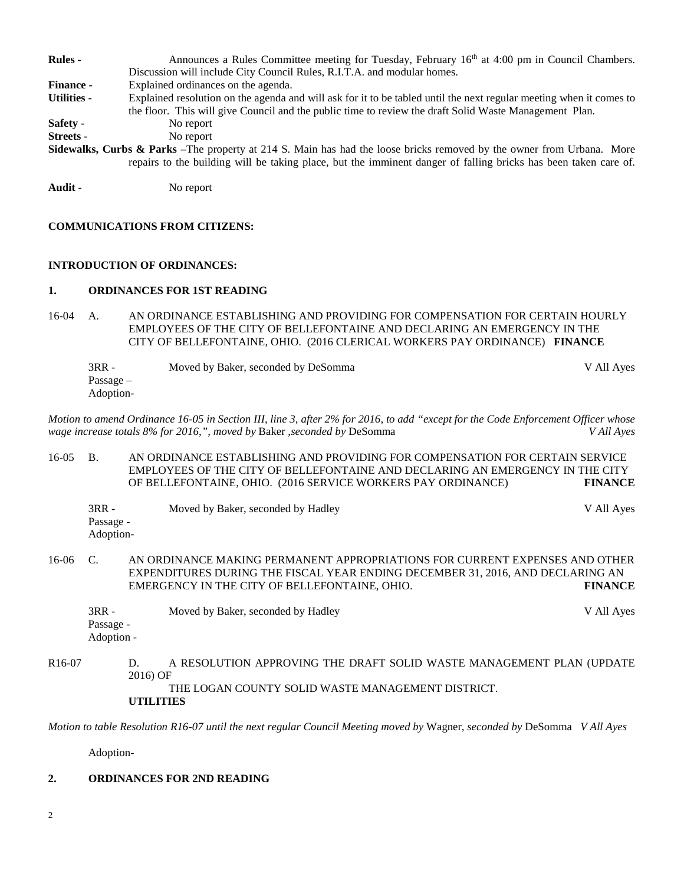**Rules -** Announces a Rules Committee meeting for Tuesday, February 16th at 4:00 pm in Council Chambers. Discussion will include City Council Rules, R.I.T.A. and modular homes.

**Finance -** Explained ordinances on the agenda.

**Utilities -** Explained resolution on the agenda and will ask for it to be tabled until the next regular meeting when it comes to the floor. This will give Council and the public time to review the draft Solid Waste Management Plan.

**Safety -** No report

**Streets -** No report

**Sidewalks, Curbs & Parks –** The property at 214 S. Main has had the loose bricks removed by the owner from Urbana. More repairs to the building will be taking place, but the imminent danger of falling bricks has been taken care of.

**Audit -** No report

**COMMUNICATIONS FROM CITIZENS:**

**INTRODUCTION OF ORDINANCES:**

**1. ORDINANCES FOR 1ST READING**

16-04 A. AN ORDINANCE ESTABLISHING AND PROVIDING FOR COMPENSATION FOR CERTAIN HOURLY EMPLOYEES OF THE CITY OF BELLEFONTAINE AND DECLARING AN EMERGENCY IN THE CITY OF BELLEFONTAINE, OHIO. (2016 CLERICAL WORKERS PAY ORDINANCE) **FINANCE**

3RR - Moved by Baker, seconded by DeSomma — V All Ayes
Passage –
Adoption-

*Motion to amend Ordinance 16-05 in Section III, line 3, after 2% for 2016, to add "except for the Code Enforcement Officer whose wage increase totals 8% for 2016,", moved by* Baker *,seconded by* DeSomma *V All Ayes*

16-05 B. AN ORDINANCE ESTABLISHING AND PROVIDING FOR COMPENSATION FOR CERTAIN SERVICE EMPLOYEES OF THE CITY OF BELLEFONTAINE AND DECLARING AN EMERGENCY IN THE CITY OF BELLEFONTAINE, OHIO. (2016 SERVICE WORKERS PAY ORDINANCE) **FINANCE**

3RR - Moved by Baker, seconded by Hadley — V All Ayes
Passage -
Adoption-

16-06 C. AN ORDINANCE MAKING PERMANENT APPROPRIATIONS FOR CURRENT EXPENSES AND OTHER EXPENDITURES DURING THE FISCAL YEAR ENDING DECEMBER 31, 2016, AND DECLARING AN EMERGENCY IN THE CITY OF BELLEFONTAINE, OHIO. **FINANCE**

3RR - Moved by Baker, seconded by Hadley — V All Ayes
Passage -
Adoption -

R16-07 D. A RESOLUTION APPROVING THE DRAFT SOLID WASTE MANAGEMENT PLAN (UPDATE 2016) OF THE LOGAN COUNTY SOLID WASTE MANAGEMENT DISTRICT. **UTILITIES**

*Motion to table Resolution R16-07 until the next regular Council Meeting moved by* Wagner, *seconded by* DeSomma *V All Ayes*

Adoption-

**2. ORDINANCES FOR 2ND READING**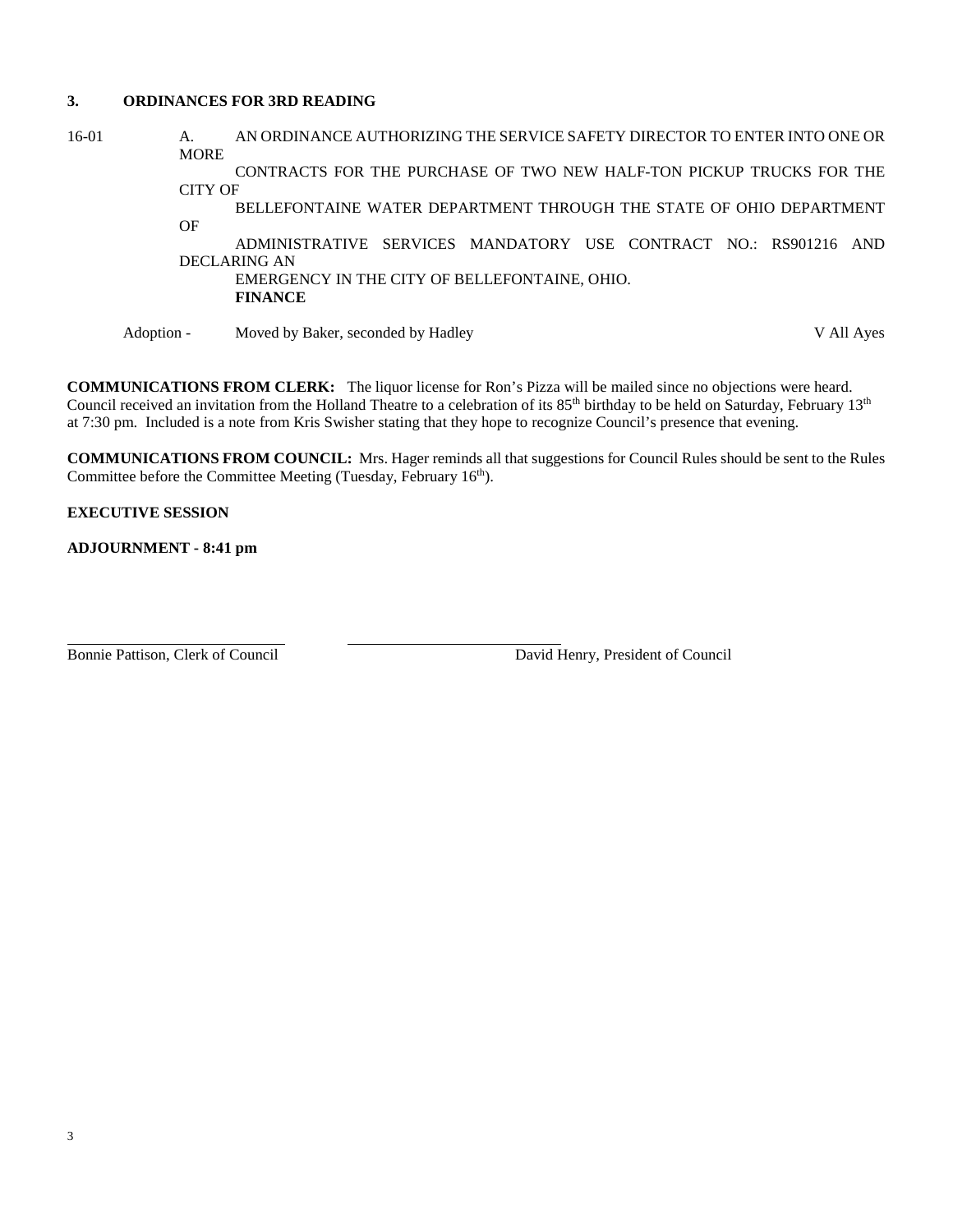### 3. ORDINANCES FOR 3RD READING

16-01 A. AN ORDINANCE AUTHORIZING THE SERVICE SAFETY DIRECTOR TO ENTER INTO ONE OR MORE CONTRACTS FOR THE PURCHASE OF TWO NEW HALF-TON PICKUP TRUCKS FOR THE CITY OF BELLEFONTAINE WATER DEPARTMENT THROUGH THE STATE OF OHIO DEPARTMENT OF ADMINISTRATIVE SERVICES MANDATORY USE CONTRACT NO.: RS901216 AND DECLARING AN EMERGENCY IN THE CITY OF BELLEFONTAINE, OHIO.
**FINANCE**

Adoption - Moved by Baker, seconded by Hadley V All Ayes

**COMMUNICATIONS FROM CLERK:** The liquor license for Ron's Pizza will be mailed since no objections were heard. Council received an invitation from the Holland Theatre to a celebration of its 85th birthday to be held on Saturday, February 13th at 7:30 pm. Included is a note from Kris Swisher stating that they hope to recognize Council's presence that evening.

**COMMUNICATIONS FROM COUNCIL:** Mrs. Hager reminds all that suggestions for Council Rules should be sent to the Rules Committee before the Committee Meeting (Tuesday, February 16th).

**EXECUTIVE SESSION**

**ADJOURNMENT - 8:41 pm**

Bonnie Pattison, Clerk of Council

David Henry, President of Council